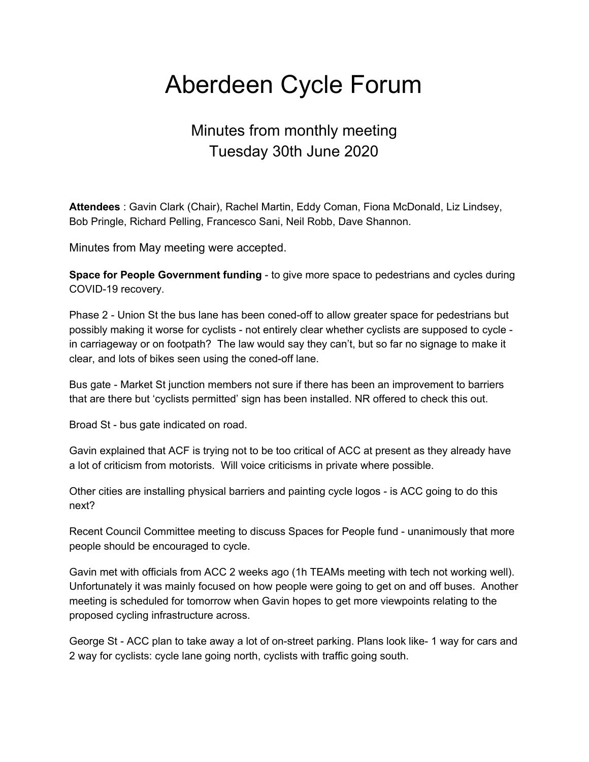# Aberdeen Cycle Forum

## Minutes from monthly meeting
## Tuesday 30th June 2020

**Attendees** : Gavin Clark (Chair), Rachel Martin, Eddy Coman, Fiona McDonald, Liz Lindsey, Bob Pringle, Richard Pelling, Francesco Sani, Neil Robb, Dave Shannon.

Minutes from May meeting were accepted.

**Space for People Government funding** - to give more space to pedestrians and cycles during COVID-19 recovery.

Phase 2 - Union St the bus lane has been coned-off to allow greater space for pedestrians but possibly making it worse for cyclists - not entirely clear whether cyclists are supposed to cycle - in carriageway or on footpath? The law would say they can't, but so far no signage to make it clear, and lots of bikes seen using the coned-off lane.

Bus gate - Market St junction members not sure if there has been an improvement to barriers that are there but 'cyclists permitted' sign has been installed. NR offered to check this out.

Broad St - bus gate indicated on road.

Gavin explained that ACF is trying not to be too critical of ACC at present as they already have a lot of criticism from motorists. Will voice criticisms in private where possible.

Other cities are installing physical barriers and painting cycle logos - is ACC going to do this next?

Recent Council Committee meeting to discuss Spaces for People fund - unanimously that more people should be encouraged to cycle.

Gavin met with officials from ACC 2 weeks ago (1h TEAMs meeting with tech not working well). Unfortunately it was mainly focused on how people were going to get on and off buses. Another meeting is scheduled for tomorrow when Gavin hopes to get more viewpoints relating to the proposed cycling infrastructure across.

George St - ACC plan to take away a lot of on-street parking. Plans look like- 1 way for cars and 2 way for cyclists: cycle lane going north, cyclists with traffic going south.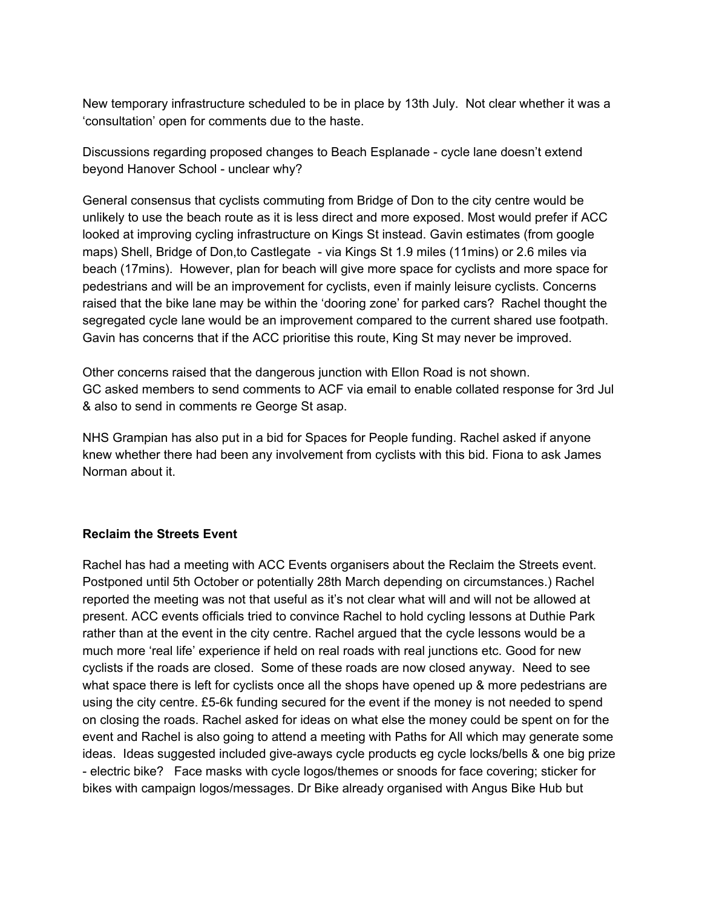New temporary infrastructure scheduled to be in place by 13th July. Not clear whether it was a 'consultation' open for comments due to the haste.

Discussions regarding proposed changes to Beach Esplanade - cycle lane doesn't extend beyond Hanover School - unclear why?

General consensus that cyclists commuting from Bridge of Don to the city centre would be unlikely to use the beach route as it is less direct and more exposed. Most would prefer if ACC looked at improving cycling infrastructure on Kings St instead. Gavin estimates (from google maps) Shell, Bridge of Don,to Castlegate - via Kings St 1.9 miles (11mins) or 2.6 miles via beach (17mins). However, plan for beach will give more space for cyclists and more space for pedestrians and will be an improvement for cyclists, even if mainly leisure cyclists. Concerns raised that the bike lane may be within the 'dooring zone' for parked cars? Rachel thought the segregated cycle lane would be an improvement compared to the current shared use footpath. Gavin has concerns that if the ACC prioritise this route, King St may never be improved.

Other concerns raised that the dangerous junction with Ellon Road is not shown.
GC asked members to send comments to ACF via email to enable collated response for 3rd Jul & also to send in comments re George St asap.

NHS Grampian has also put in a bid for Spaces for People funding. Rachel asked if anyone knew whether there had been any involvement from cyclists with this bid. Fiona to ask James Norman about it.

**Reclaim the Streets Event**

Rachel has had a meeting with ACC Events organisers about the Reclaim the Streets event. Postponed until 5th October or potentially 28th March depending on circumstances.) Rachel reported the meeting was not that useful as it's not clear what will and will not be allowed at present. ACC events officials tried to convince Rachel to hold cycling lessons at Duthie Park rather than at the event in the city centre. Rachel argued that the cycle lessons would be a much more 'real life' experience if held on real roads with real junctions etc. Good for new cyclists if the roads are closed. Some of these roads are now closed anyway. Need to see what space there is left for cyclists once all the shops have opened up & more pedestrians are using the city centre. £5-6k funding secured for the event if the money is not needed to spend on closing the roads. Rachel asked for ideas on what else the money could be spent on for the event and Rachel is also going to attend a meeting with Paths for All which may generate some ideas. Ideas suggested included give-aways cycle products eg cycle locks/bells & one big prize - electric bike? Face masks with cycle logos/themes or snoods for face covering; sticker for bikes with campaign logos/messages. Dr Bike already organised with Angus Bike Hub but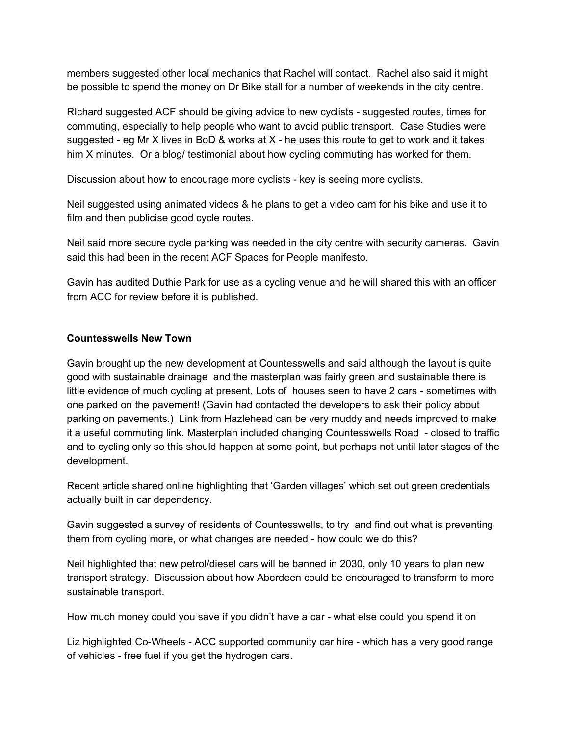members suggested other local mechanics that Rachel will contact. Rachel also said it might be possible to spend the money on Dr Bike stall for a number of weekends in the city centre.

RIchard suggested ACF should be giving advice to new cyclists - suggested routes, times for commuting, especially to help people who want to avoid public transport. Case Studies were suggested - eg Mr X lives in BoD & works at X - he uses this route to get to work and it takes him X minutes. Or a blog/ testimonial about how cycling commuting has worked for them.

Discussion about how to encourage more cyclists - key is seeing more cyclists.

Neil suggested using animated videos & he plans to get a video cam for his bike and use it to film and then publicise good cycle routes.

Neil said more secure cycle parking was needed in the city centre with security cameras. Gavin said this had been in the recent ACF Spaces for People manifesto.

Gavin has audited Duthie Park for use as a cycling venue and he will shared this with an officer from ACC for review before it is published.

**Countesswells New Town**

Gavin brought up the new development at Countesswells and said although the layout is quite good with sustainable drainage and the masterplan was fairly green and sustainable there is little evidence of much cycling at present. Lots of houses seen to have 2 cars - sometimes with one parked on the pavement! (Gavin had contacted the developers to ask their policy about parking on pavements.) Link from Hazlehead can be very muddy and needs improved to make it a useful commuting link. Masterplan included changing Countesswells Road - closed to traffic and to cycling only so this should happen at some point, but perhaps not until later stages of the development.

Recent article shared online highlighting that 'Garden villages' which set out green credentials actually built in car dependency.

Gavin suggested a survey of residents of Countesswells, to try and find out what is preventing them from cycling more, or what changes are needed - how could we do this?

Neil highlighted that new petrol/diesel cars will be banned in 2030, only 10 years to plan new transport strategy. Discussion about how Aberdeen could be encouraged to transform to more sustainable transport.

How much money could you save if you didn't have a car - what else could you spend it on

Liz highlighted Co-Wheels - ACC supported community car hire - which has a very good range of vehicles - free fuel if you get the hydrogen cars.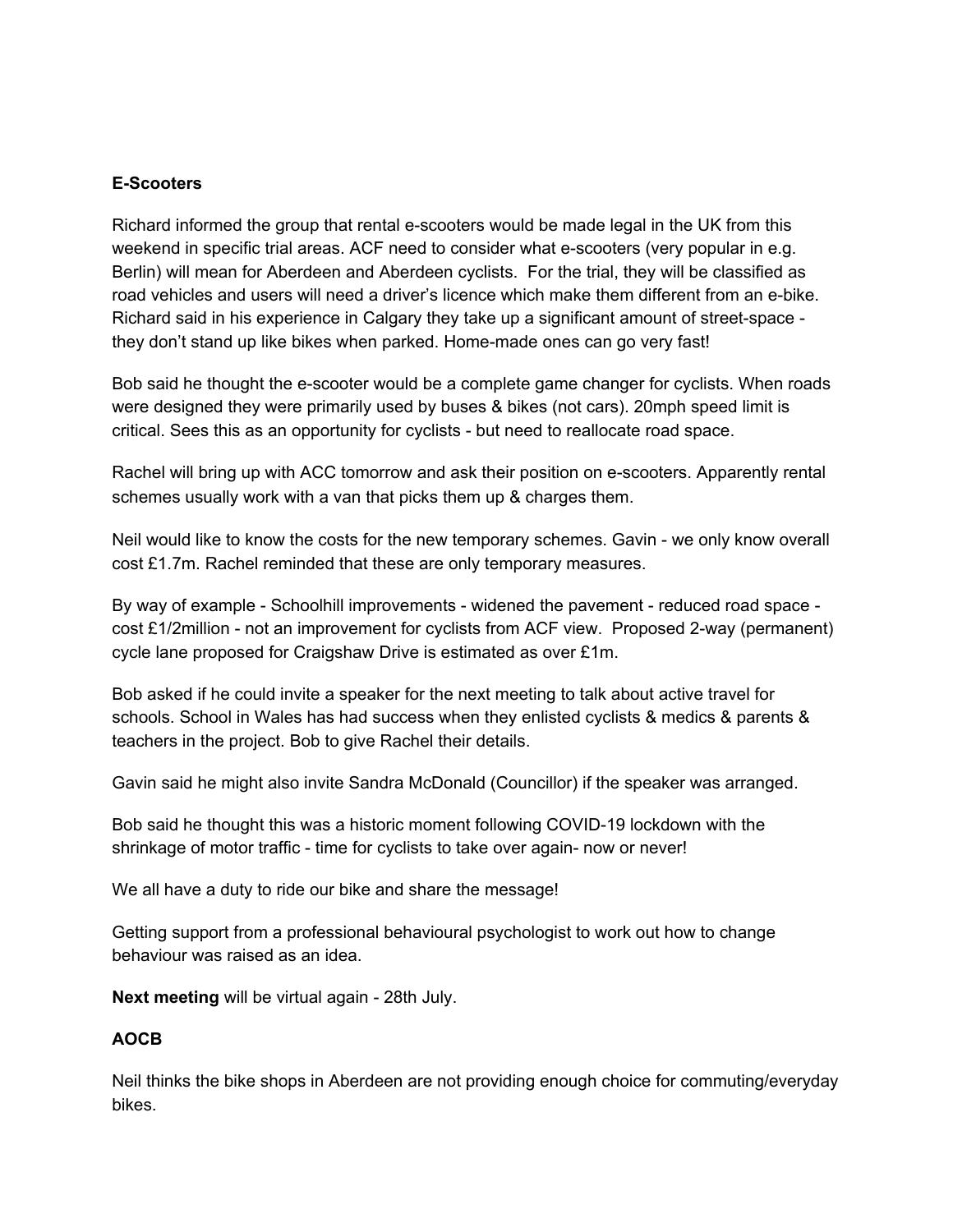**E-Scooters**

Richard informed the group that rental e-scooters would be made legal in the UK from this weekend in specific trial areas. ACF need to consider what e-scooters (very popular in e.g. Berlin) will mean for Aberdeen and Aberdeen cyclists. For the trial, they will be classified as road vehicles and users will need a driver's licence which make them different from an e-bike. Richard said in his experience in Calgary they take up a significant amount of street-space - they don't stand up like bikes when parked. Home-made ones can go very fast!

Bob said he thought the e-scooter would be a complete game changer for cyclists. When roads were designed they were primarily used by buses & bikes (not cars). 20mph speed limit is critical. Sees this as an opportunity for cyclists - but need to reallocate road space.

Rachel will bring up with ACC tomorrow and ask their position on e-scooters. Apparently rental schemes usually work with a van that picks them up & charges them.

Neil would like to know the costs for the new temporary schemes. Gavin - we only know overall cost £1.7m. Rachel reminded that these are only temporary measures.

By way of example - Schoolhill improvements - widened the pavement - reduced road space - cost £1/2million - not an improvement for cyclists from ACF view. Proposed 2-way (permanent) cycle lane proposed for Craigshaw Drive is estimated as over £1m.

Bob asked if he could invite a speaker for the next meeting to talk about active travel for schools. School in Wales has had success when they enlisted cyclists & medics & parents & teachers in the project. Bob to give Rachel their details.

Gavin said he might also invite Sandra McDonald (Councillor) if the speaker was arranged.

Bob said he thought this was a historic moment following COVID-19 lockdown with the shrinkage of motor traffic - time for cyclists to take over again- now or never!

We all have a duty to ride our bike and share the message!

Getting support from a professional behavioural psychologist to work out how to change behaviour was raised as an idea.

**Next meeting** will be virtual again - 28th July.

**AOCB**

Neil thinks the bike shops in Aberdeen are not providing enough choice for commuting/everyday bikes.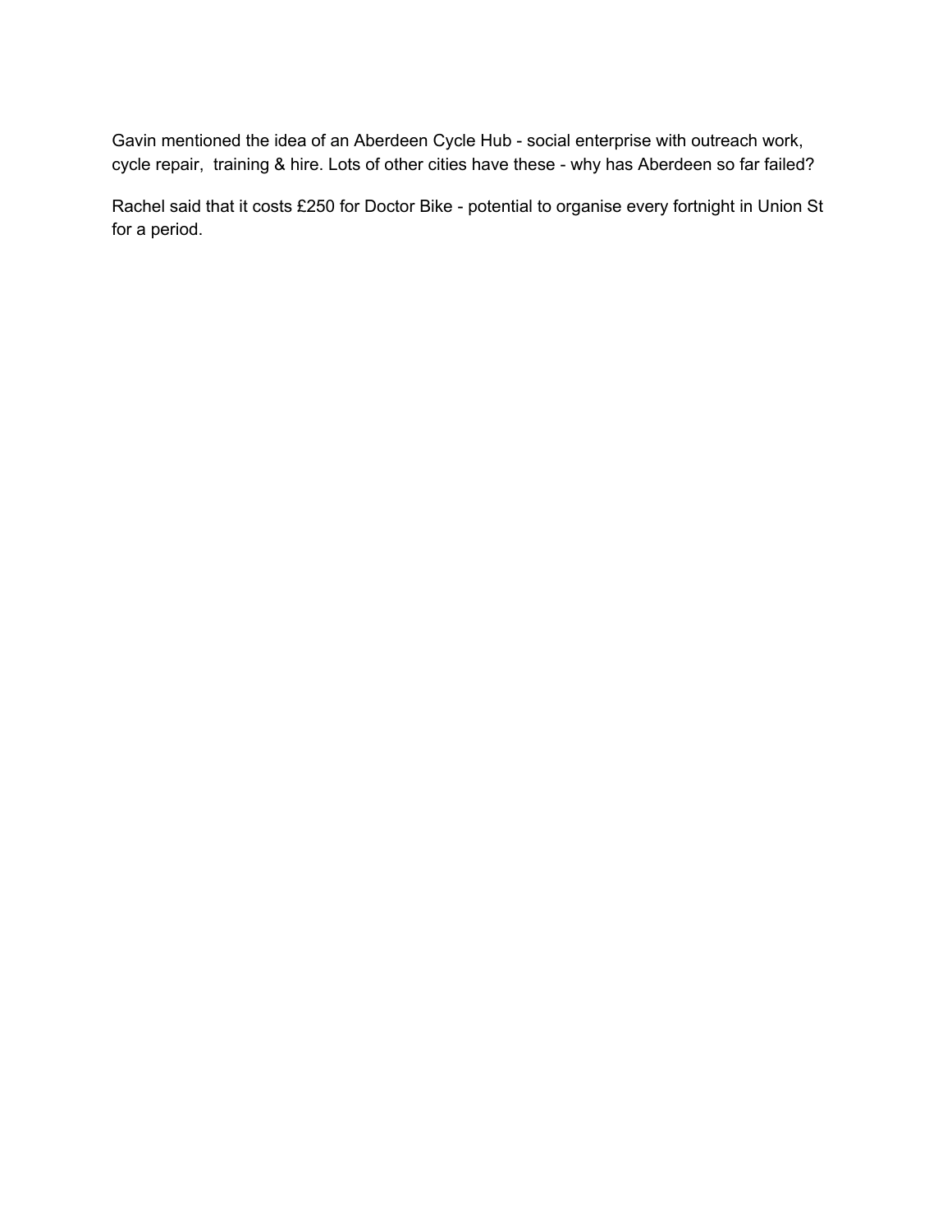Gavin mentioned the idea of an Aberdeen Cycle Hub - social enterprise with outreach work, cycle repair,  training & hire. Lots of other cities have these - why has Aberdeen so far failed?

Rachel said that it costs £250 for Doctor Bike - potential to organise every fortnight in Union St for a period.